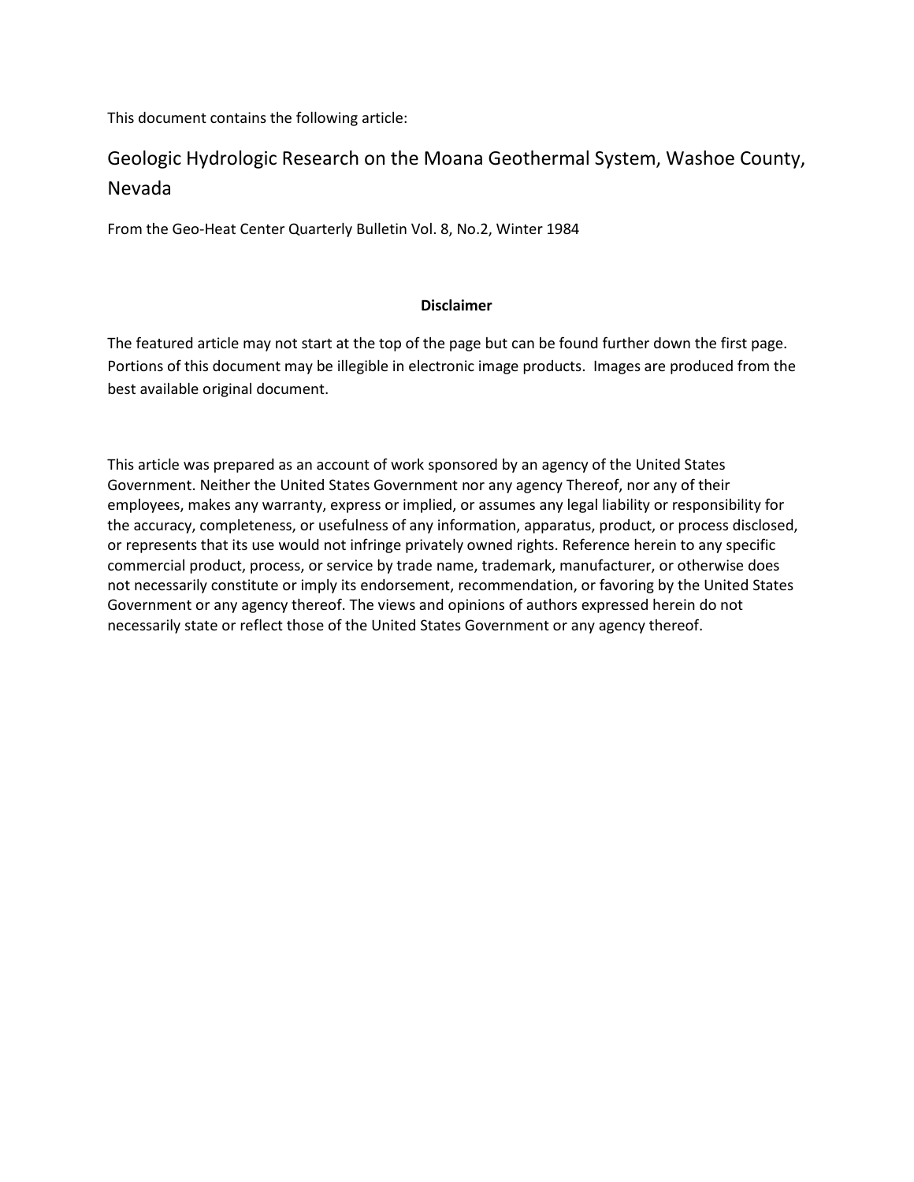This document contains the following article:

# Geologic Hydrologic Research on the Moana Geothermal System, Washoe County, Nevada

From the Geo-Heat Center Quarterly Bulletin Vol. 8, No.2, Winter 1984

**Disclaimer**

The featured article may not start at the top of the page but can be found further down the first page. Portions of this document may be illegible in electronic image products. Images are produced from the best available original document.

This article was prepared as an account of work sponsored by an agency of the United States Government. Neither the United States Government nor any agency Thereof, nor any of their employees, makes any warranty, express or implied, or assumes any legal liability or responsibility for the accuracy, completeness, or usefulness of any information, apparatus, product, or process disclosed, or represents that its use would not infringe privately owned rights. Reference herein to any specific commercial product, process, or service by trade name, trademark, manufacturer, or otherwise does not necessarily constitute or imply its endorsement, recommendation, or favoring by the United States Government or any agency thereof. The views and opinions of authors expressed herein do not necessarily state or reflect those of the United States Government or any agency thereof.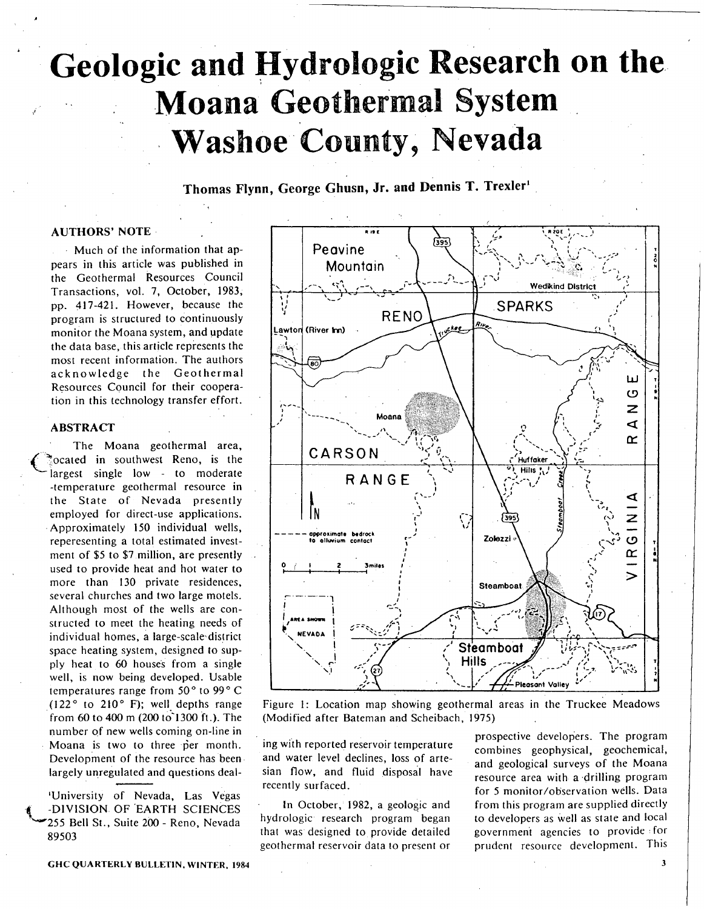# Geologic and Hydrologic Research on the Moana Geothermal System Washoe County, Nevada

**Thomas Flynn, George Ghusn, Jr. and Dennis T. Trexler[1]**

## AUTHORS' NOTE

Much of the information that appears in this article was published in the Geothermal Resources Council Transactions, vol. 7, October, 1983, pp. 417-421. However, because the program is structured to continuously monitor the Moana system, and update the data base, this article represents the most recent information. The authors acknowledge the Geothermal Resources Council for their cooperation in this technology transfer effort.

## ABSTRACT

The Moana geothermal area, located in southwest Reno, is the largest single low - to moderate -temperature geothermal resource in the State of Nevada presently employed for direct-use applications. Approximately 150 individual wells, repereseniting a total estimated investment of \$5 to \$7 million, are presently used to provide heat and hot water to more than 130 private residences, several churches and two large motels. Although most of the wells are constructed to meet the heating needs of individual homes, a large-scale district space heating system, designed to supply heat to 60 houses from a single well, is now being developed. Usable temperatures range from 50° to 99° C (122° to 210° F); well depths range from 60 to 400 m (200 to 1300 ft.). The number of new wells coming on-line in Moana is two to three per month. Development of the resource has been largely unregulated and questions dealing with reported reservoir temperature and water level declines, loss of artesian flow, and fluid disposal have recently surfaced.

[1]University of Nevada, Las Vegas -DIVISION OF EARTH SCIENCES 255 Bell St., Suite 200 - Reno, Nevada 89503

Figure 1: Location map showing geothermal areas in the Truckee Meadows (Modified after Bateman and Scheibach, 1975)

In October, 1982, a geologic and hydrologic research program began that was designed to provide detailed geothermal reservoir data to present or prospective developers. The program combines geophysical, geochemical, and geological surveys of the Moana resource area with a drilling program for 5 monitor/observation wells. Data from this program are supplied directly to developers as well as state and local government agencies to provide for prudent resource development. This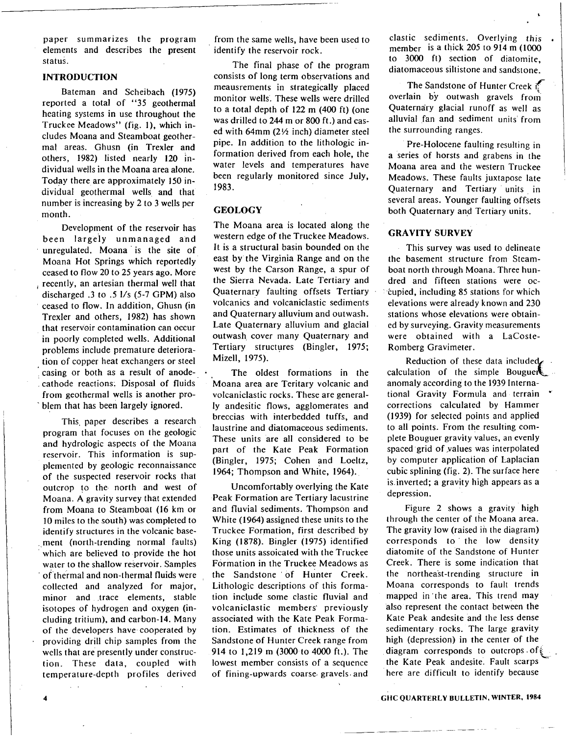paper summarizes the program elements and describes the present status.

## INTRODUCTION

Bateman and Scheibach (1975) reported a total of "35 geothermal heating systems in use throughout the Truckee Meadows" (fig. 1), which includes Moana and Steamboat geothermal areas. Ghusn (in Trexler and others, 1982) listed nearly 120 individual wells in the Moana area alone. Today there are approximately 150 individual geothermal wells and that number is increasing by 2 to 3 wells per month.

Development of the reservoir has been largely unmanaged and unregulated. Moana is the site of Moana Hot Springs which reportedly ceased to flow 20 to 25 years ago. More recently, an artesian thermal well that discharged .3 to .5 l/s (5-7 GPM) also ceased to flow. In addition, Ghusn (in Trexler and others, 1982) has shown that reservoir contamination can occur in poorly completed wells. Additional problems include premature deterioration of copper heat exchangers or steel casing or both as a result of anode-cathode reactions. Disposal of fluids from geothermal wells is another problem that has been largely ignored.

This paper describes a research program that focuses on the geologic and hydrologic aspects of the Moana reservoir. This information is supplemented by geologic reconnaissance of the suspected reservoir rocks that outcrop to the north and west of Moana. A gravity survey that extended from Moana to Steamboat (16 km or 10 miles to the south) was completed to identify structures in the volcanic basement (north-trending normal faults) which are believed to provide the hot water to the shallow reservoir. Samples of thermal and non-thermal fluids were collected and analyzed for major, minor and trace elements, stable isotopes of hydrogen and oxygen (including tritium), and carbon-14. Many of the developers have cooperated by providing drill chip samples from the wells that are presently under construction. These data, coupled with temperature-depth profiles derived from the same wells, have been used to identify the reservoir rock.

The final phase of the program consists of long term observations and meausrements in strategically placed monitor wells. These wells were drilled to a total depth of 122 m (400 ft) (one was drilled to 244 m or 800 ft.) and cased with 64mm (2½ inch) diameter steel pipe. In addition to the lithologic information derived from each hole, the water levels and temperatures have been regularly monitored since July, 1983.

## GEOLOGY

The Moana area is located along the western edge of the Truckee Meadows. It is a structural basin bounded on the east by the Virginia Range and on the west by the Carson Range, a spur of the Sierra Nevada. Late Tertiary and Quaternary faulting offsets Tertiary volcanics and volcaniclastic sediments and Quaternary alluvium and outwash. Late Quaternary alluvium and glacial outwash cover many Quaternary and Tertiary structures (Bingler, 1975; Mizell, 1975).

The oldest formations in the Moana area are Teritary volcanic and volcaniclastic rocks. These are generally andesitic flows, agglomerates and breccias with interbedded tuffs, and laustrine and diatomaceous sediments. These units are all considered to be part of the Kate Peak Formation (Bingler, 1975; Cohen and Loeltz, 1964; Thompson and White, 1964).

Uncomfortably overlying the Kate Peak Formation are Tertiary lacustrine and fluvial sediments. Thompson and White (1964) assigned these units to the Truckee Formation, first described by King (1878). Bingler (1975) identified those units assoicated with the Truckee Formation in the Truckee Meadows as the Sandstone of Hunter Creek. Lithologic descriptions of this formation include some clastic fluvial and volcaniclastic members previously associated with the Kate Peak Formation. Estimates of thickness of the Sandstone of Hunter Creek range from 914 to 1,219 m (3000 to 4000 ft.). The lowest member consists of a sequence of fining-upwards coarse gravels and clastic sediments. Overlying this member is a thick 205 to 914 m (1000 to 3000 ft) section of diatomite, diatomaceous siltistone and sandstone.

The Sandstone of Hunter Creek is overlain by outwash gravels from Quaternary glacial runoff as well as alluvial fan and sediment units from the surrounding ranges.

Pre-Holocene faulting resulting in a series of horsts and grabens in the Moana area and the western Truckee Meadows. These faults juxtapose late Quaternary and Tertiary units in several areas. Younger faulting offsets both Quaternary and Tertiary units.

## GRAVITY SURVEY

This survey was used to delineate the basement structure from Steamboat north through Moana. Three hundred and fifteen stations were occupied, including 85 stations for which elevations were already known and 230 stations whose elevations were obtained by surveying. Gravity measurements were obtained with a LaCoste-Romberg Gravimeter.

Reduction of these data included calculation of the simple Bouguer anomaly according to the 1939 International Gravity Formula and terrain corrections calculated by Hammer (1939) for selected points and applied to all points. From the resulting complete Bouguer gravity values, an evenly spaced grid of values was interpolated by computer application of Laplacian cubic splining (fig. 2). The surface here is inverted; a gravity high appears as a depression.

Figure 2 shows a gravity high through the center of the Moana area. The gravity low (raised in the diagram) corresponds to the low density diatomite of the Sandstone of Hunter Creek. There is some indication that the northeast-trending structure in Moana corresponds to fault trends mapped in the area. This trend may also represent the contact between the Kate Peak andesite and the less dense sedimentary rocks. The large gravity high (depression) in the center of the diagram corresponds to outcrops of the Kate Peak andesite. Fault scarps here are difficult to identify because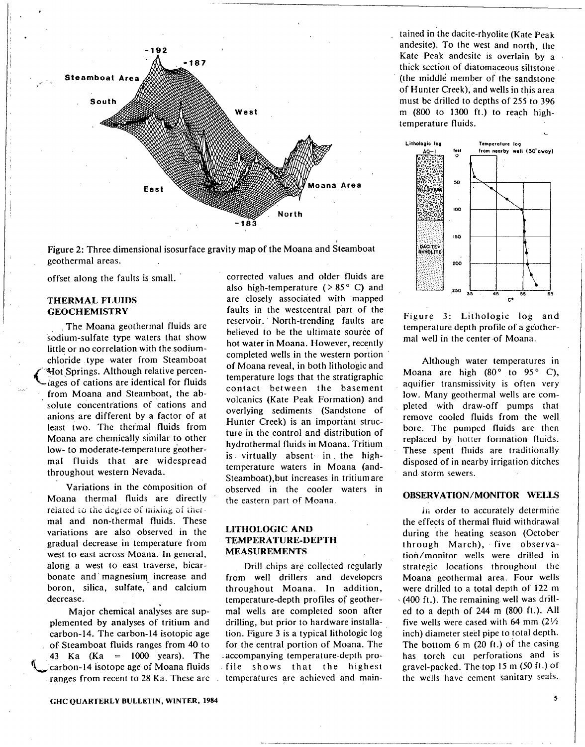Figure 2: Three dimensional isosurface gravity map of the Moana and Steamboat geothermal areas.

offset along the faults is small.

## THERMAL FLUIDS GEOCHEMISTRY

The Moana geothermal fluids are sodium-sulfate type waters that show little or no correlation with the sodium-chloride type water from Steamboat Hot Springs. Although relative percentages of cations are identical for fluids from Moana and Steamboat, the absolute concentrations of cations and anions are different by a factor of at least two. The thermal fluids from Moana are chemically similar to other low- to moderate-temperature geothermal fluids that are widespread throughout western Nevada.

Variations in the composition of Moana thermal fluids are directly related to the degree of mixing of thermal and non-thermal fluids. These variations are also observed in the gradual decrease in temperature from west to east across Moana. In general, along a west to east traverse, bicarbonate and magnesium increase and boron, silica, sulfate, and calcium decrease.

Major chemical analyses are supplemented by analyses of tritium and carbon-14. The carbon-14 isotopic age of Steamboat fluids ranges from 40 to 43 Ka (Ka = 1000 years). The carbon-14 isotope age of Moana fluids ranges from recent to 28 Ka. These are corrected values and older fluids are also high-temperature (> 85° C) and are closely associated with mapped faults in the westcentral part of the reservoir. North-trending faults are believed to be the ultimate source of hot water in Moana. However, recently completed wells in the western portion of Moana reveal, in both lithologic and temperature logs that the stratigraphic contact between the basement volcanics (Kate Peak Formation) and overlying sediments (Sandstone of Hunter Creek) is an important structure in the control and distribution of hydrothermal fluids in Moana. Tritium is virtually absent in the high-temperature waters in Moana (and Steamboat), but increases in tritium are observed in the cooler waters in the eastern part of Moana.

## LITHOLOGIC AND TEMPERATURE-DEPTH MEASUREMENTS

Drill chips are collected regularly from well drillers and developers throughout Moana. In addition, temperature-depth profiles of geothermal wells are completed soon after drilling, but prior to hardware installation. Figure 3 is a typical lithologic log for the central portion of Moana. The accompanying temperature-depth profile shows that the highest temperatures are achieved and maintained in the dacite-rhyolite (Kate Peak andesite). To the west and north, the Kate Peak andesite is overlain by a thick section of diatomaceous siltstone (the middle member of the sandstone of Hunter Creek), and wells in this area must be drilled to depths of 255 to 396 m (800 to 1300 ft.) to reach high-temperature fluids.

Figure 3: Lithologic log and temperature depth profile of a geothermal well in the center of Moana.

Although water temperatures in Moana are high (80° to 95° C), aquifer transmissivity is often very low. Many geothermal wells are completed with draw-off pumps that remove cooled fluids from the well bore. The pumped fluids are then replaced by hotter formation fluids. These spent fluids are traditionally disposed of in nearby irrigation ditches and storm sewers.

## OBSERVATION/MONITOR WELLS

In order to accurately determine the effects of thermal fluid withdrawal during the heating season (October through March), five observation/monitor wells were drilled in strategic locations throughout the Moana geothermal area. Four wells were drilled to a total depth of 122 m (400 ft.). The remaining well was drilled to a depth of 244 m (800 ft.). All five wells were cased with 64 mm (2½ inch) diameter steel pipe to total depth. The bottom 6 m (20 ft.) of the casing has torch cut perforations and is gravel-packed. The top 15 m (50 ft.) of the wells have cement sanitary seals.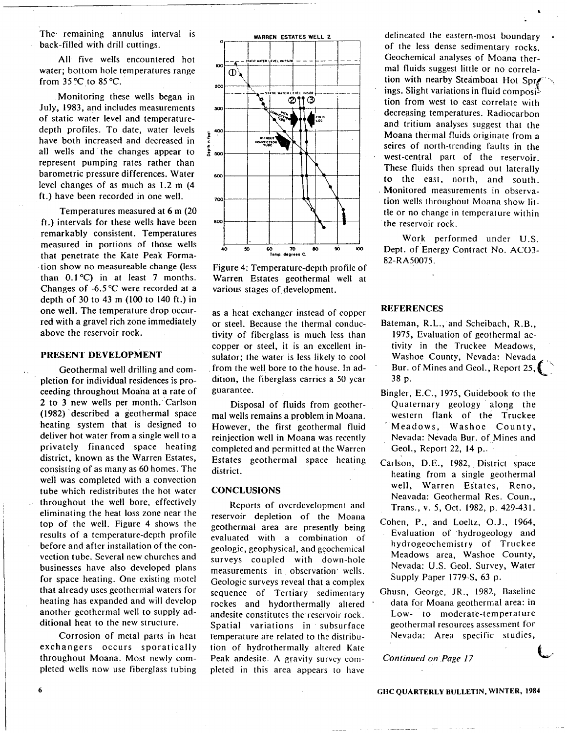The remaining annulus interval is back-filled with drill cuttings.

All five wells encountered hot water; bottom hole temperatures range from 35°C to 85°C.

Monitoring these wells began in July, 1983, and includes measurements of static water level and temperature-depth profiles. To date, water levels have both increased and decreased in all wells and the changes appear to represent pumping rates rather than barometric pressure differences. Water level changes of as much as 1.2 m (4 ft.) have been recorded in one well.

Temperatures measured at 6 m (20 ft.) intervals for these wells have been remarkably consistent. Temperatures measured in portions of those wells that penetrate the Kate Peak Formation show no measureable change (less than 0.1°C) in at least 7 months. Changes of -6.5°C were recorded at a depth of 30 to 43 m (100 to 140 ft.) in one well. The temperature drop occurred with a gravel rich zone immediately above the reservoir rock.

## PRESENT DEVELOPMENT

Geothermal well drilling and completion for individual residences is proceeding throughout Moana at a rate of 2 to 3 new wells per month. Carlson (1982) described a geothermal space heating system that is designed to deliver hot water from a single well to a privately financed space heating district, known as the Warren Estates, consisting of as many as 60 homes. The well was completed with a convection tube which redistributes the hot water throughout the well bore, effectively eliminating the heat loss zone near the top of the well. Figure 4 shows the results of a temperature-depth profile before and after installation of the convection tube. Several new churches and businesses have also developed plans for space heating. One existing motel that already uses geothermal waters for heating has expanded and will develop another geothermal well to supply additional heat to the new structure.

Corrosion of metal parts in heat exchangers occurs sporatically throughout Moana. Most newly completed wells now use fiberglass tubing as a heat exchanger instead of copper or steel. Because the thermal conductivity of fiberglass is much less than copper or steel, it is an excellent insulator; the water is less likely to cool from the well bore to the house. In addition, the fiberglass carries a 50 year guarantee.

WARREN ESTATES WELL 2

STATIC WATER LEVEL OUTSIDE

STATIC WATER LEVEL INSIDE

WITH CONVECTION TUBE

COLD LEG

WITHOUT CONVECTION TUBE

① ② ③

Depth in feet

0, 100, 200, 300, 400, 500, 600, 700, 800

Temp. degrees C.

40, 50, 60, 70, 80, 90, 100

Figure 4: Temperature-depth profile of Warren Estates geothermal well at various stages of development.

Disposal of fluids from geothermal wells remains a problem in Moana. However, the first geothermal fluid reinjection well in Moana was recently completed and permitted at the Warren Estates geothermal space heating district.

## CONCLUSIONS

Reports of overdevelopment and reservoir depletion of the Moana geothermal area are presently being evaluated with a combination of geologic, geophysical, and geochemical surveys coupled with down-hole measurements in observation wells. Geologic surveys reveal that a complex sequence of Tertiary sedimentary rockes and hydorthermally altered andesite constitutes the reservoir rock. Spatial variations in subsurface temperature are related to the distribution of hydrothermally altered Kate Peak andesite. A gravity survey completed in this area appears to have delineated the eastern-most boundary of the less dense sedimentary rocks. Geochemical analyses of Moana thermal fluids suggest little or no correlation with nearby Steamboat Hot Springs. Slight variations in fluid composition from west to east correlate with decreasing temperatures. Radiocarbon and tritium analyses suggest that the Moana thermal fluids originate from a seires of north-trending faults in the west-central part of the reservoir. These fluids then spread out laterally to the east, north, and south. Monitored measurements in observation wells throughout Moana show little or no change in temperature within the reservoir rock.

Work performed under U.S. Dept. of Energy Contract No. ACO3-82-RA50075.

## REFERENCES

Bateman, R.L., and Scheibach, R.B., 1975, Evaluation of geothermal activity in the Truckee Meadows, Washoe County, Nevada: Nevada Bur. of Mines and Geol., Report 25, 38 p.

Bingler, E.C., 1975, Guidebook to the Quaternary geology along the western flank of the Truckee Meadows, Washoe County, Nevada: Nevada Bur. of Mines and Geol., Report 22, 14 p..

Carlson, D.E., 1982, District space heating from a single geothermal well, Warren Estates, Reno, Neavada: Geothermal Res. Coun., Trans., v. 5, Oct. 1982, p. 429-431.

Cohen, P., and Loeltz, O.J., 1964, Evaluation of hydrogeology and hydrogeochemistry of Truckee Meadows area, Washoe County, Nevada: U.S. Geol. Survey, Water Supply Paper 1779-S, 63 p.

Ghusn, George, JR., 1982, Baseline data for Moana geothermal area: in Low- to moderate-temperature geothermal resources assessment for Nevada: Area specific studies,

*Continued on Page 17*